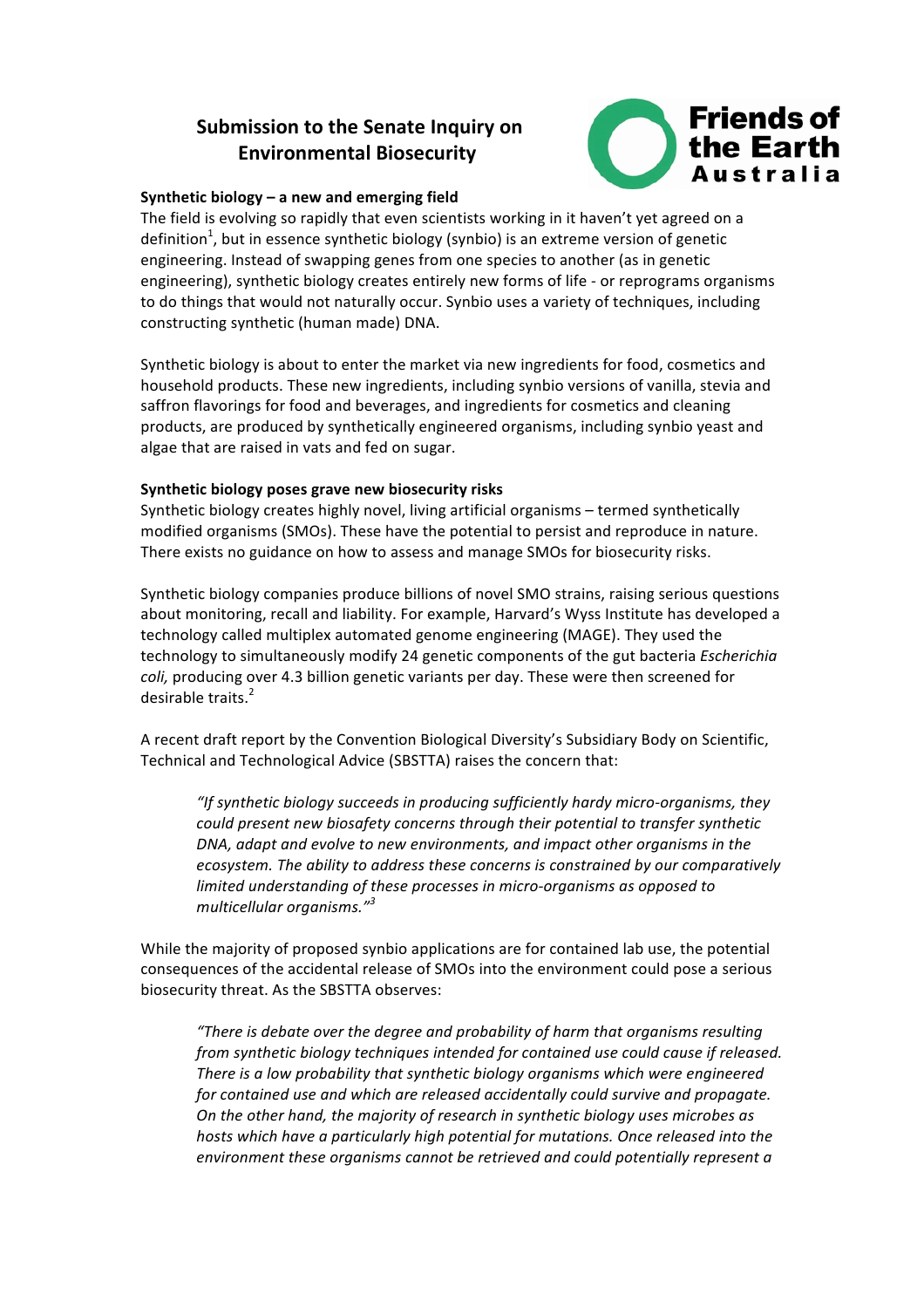# Submission to the Senate Inquiry on Environmental Biosecurity

Friends of the Earth Australia

**Synthetic biology – a new and emerging field**

The field is evolving so rapidly that even scientists working in it haven't yet agreed on a definition[1], but in essence synthetic biology (synbio) is an extreme version of genetic engineering. Instead of swapping genes from one species to another (as in genetic engineering), synthetic biology creates entirely new forms of life - or reprograms organisms to do things that would not naturally occur. Synbio uses a variety of techniques, including constructing synthetic (human made) DNA.

Synthetic biology is about to enter the market via new ingredients for food, cosmetics and household products. These new ingredients, including synbio versions of vanilla, stevia and saffron flavorings for food and beverages, and ingredients for cosmetics and cleaning products, are produced by synthetically engineered organisms, including synbio yeast and algae that are raised in vats and fed on sugar.

**Synthetic biology poses grave new biosecurity risks**

Synthetic biology creates highly novel, living artificial organisms – termed synthetically modified organisms (SMOs). These have the potential to persist and reproduce in nature. There exists no guidance on how to assess and manage SMOs for biosecurity risks.

Synthetic biology companies produce billions of novel SMO strains, raising serious questions about monitoring, recall and liability. For example, Harvard's Wyss Institute has developed a technology called multiplex automated genome engineering (MAGE). They used the technology to simultaneously modify 24 genetic components of the gut bacteria *Escherichia coli,* producing over 4.3 billion genetic variants per day. These were then screened for desirable traits.[2]

A recent draft report by the Convention Biological Diversity's Subsidiary Body on Scientific, Technical and Technological Advice (SBSTTA) raises the concern that:

> *"If synthetic biology succeeds in producing sufficiently hardy micro-organisms, they could present new biosafety concerns through their potential to transfer synthetic DNA, adapt and evolve to new environments, and impact other organisms in the ecosystem. The ability to address these concerns is constrained by our comparatively limited understanding of these processes in micro-organisms as opposed to multicellular organisms."*[3]

While the majority of proposed synbio applications are for contained lab use, the potential consequences of the accidental release of SMOs into the environment could pose a serious biosecurity threat. As the SBSTTA observes:

> *"There is debate over the degree and probability of harm that organisms resulting from synthetic biology techniques intended for contained use could cause if released. There is a low probability that synthetic biology organisms which were engineered for contained use and which are released accidentally could survive and propagate. On the other hand, the majority of research in synthetic biology uses microbes as hosts which have a particularly high potential for mutations. Once released into the environment these organisms cannot be retrieved and could potentially represent a*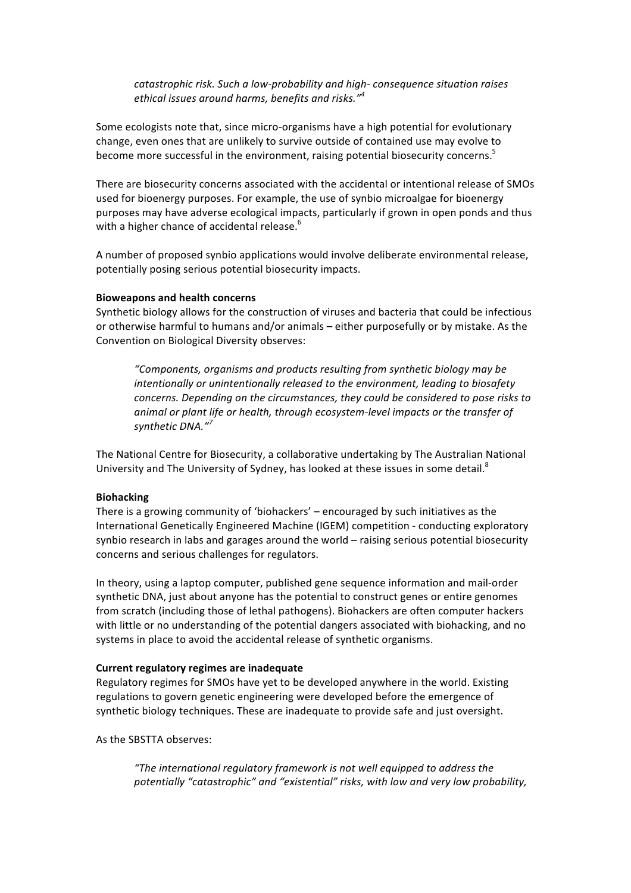> *catastrophic risk. Such a low-probability and high- consequence situation raises ethical issues around harms, benefits and risks."*[4]

Some ecologists note that, since micro-organisms have a high potential for evolutionary change, even ones that are unlikely to survive outside of contained use may evolve to become more successful in the environment, raising potential biosecurity concerns.[5]

There are biosecurity concerns associated with the accidental or intentional release of SMOs used for bioenergy purposes. For example, the use of synbio microalgae for bioenergy purposes may have adverse ecological impacts, particularly if grown in open ponds and thus with a higher chance of accidental release.[6]

A number of proposed synbio applications would involve deliberate environmental release, potentially posing serious potential biosecurity impacts.

**Bioweapons and health concerns**

Synthetic biology allows for the construction of viruses and bacteria that could be infectious or otherwise harmful to humans and/or animals – either purposefully or by mistake. As the Convention on Biological Diversity observes:

> *"Components, organisms and products resulting from synthetic biology may be intentionally or unintentionally released to the environment, leading to biosafety concerns. Depending on the circumstances, they could be considered to pose risks to animal or plant life or health, through ecosystem-level impacts or the transfer of synthetic DNA."*[7]

The National Centre for Biosecurity, a collaborative undertaking by The Australian National University and The University of Sydney, has looked at these issues in some detail.[8]

**Biohacking**

There is a growing community of 'biohackers' – encouraged by such initiatives as the International Genetically Engineered Machine (IGEM) competition - conducting exploratory synbio research in labs and garages around the world – raising serious potential biosecurity concerns and serious challenges for regulators.

In theory, using a laptop computer, published gene sequence information and mail-order synthetic DNA, just about anyone has the potential to construct genes or entire genomes from scratch (including those of lethal pathogens). Biohackers are often computer hackers with little or no understanding of the potential dangers associated with biohacking, and no systems in place to avoid the accidental release of synthetic organisms.

**Current regulatory regimes are inadequate**

Regulatory regimes for SMOs have yet to be developed anywhere in the world. Existing regulations to govern genetic engineering were developed before the emergence of synthetic biology techniques. These are inadequate to provide safe and just oversight.

As the SBSTTA observes:

> *"The international regulatory framework is not well equipped to address the potentially "catastrophic" and "existential" risks, with low and very low probability,*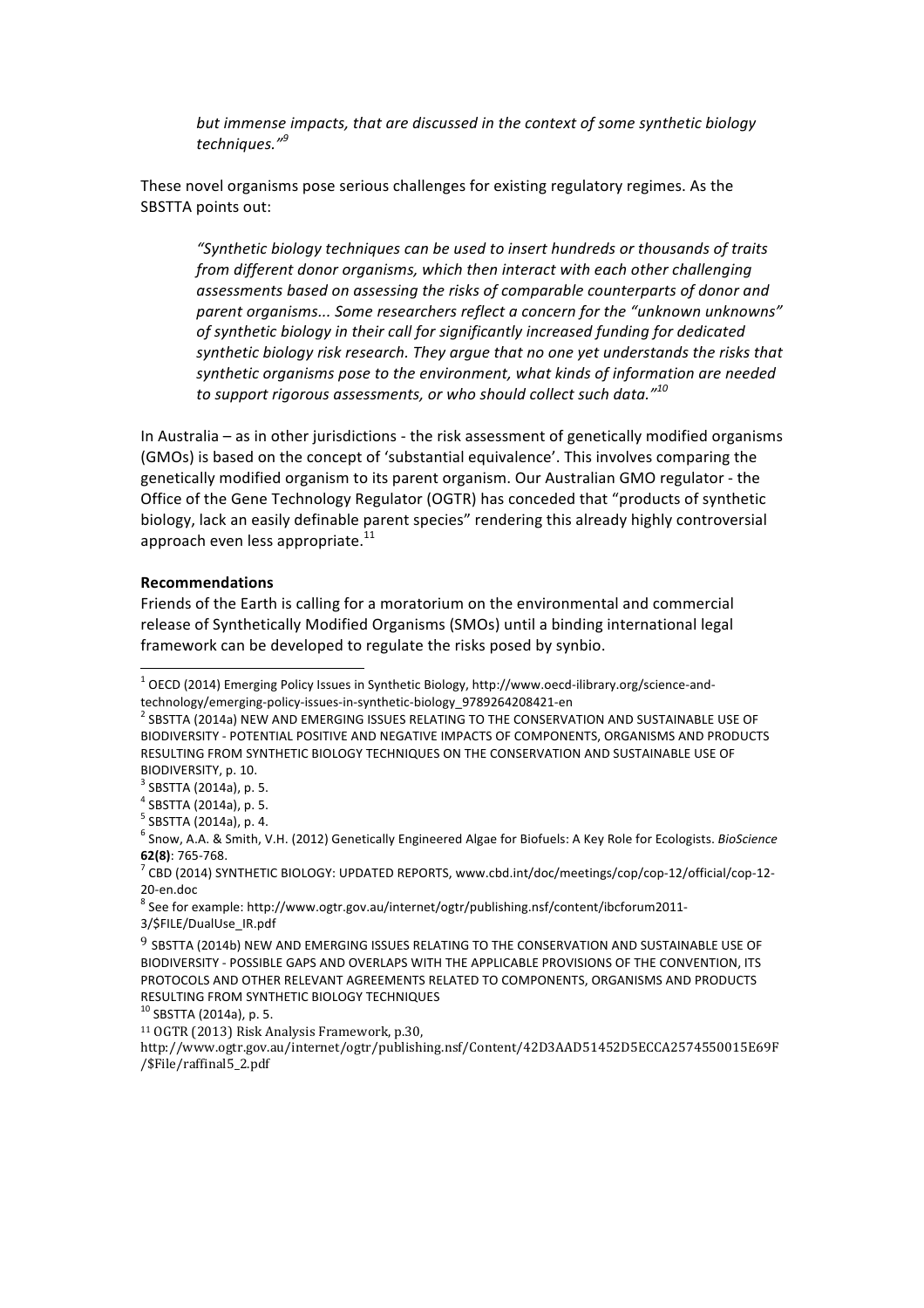> *but immense impacts, that are discussed in the context of some synthetic biology techniques."*[9]

These novel organisms pose serious challenges for existing regulatory regimes. As the SBSTTA points out:

> *"Synthetic biology techniques can be used to insert hundreds or thousands of traits from different donor organisms, which then interact with each other challenging assessments based on assessing the risks of comparable counterparts of donor and parent organisms... Some researchers reflect a concern for the "unknown unknowns" of synthetic biology in their call for significantly increased funding for dedicated synthetic biology risk research. They argue that no one yet understands the risks that synthetic organisms pose to the environment, what kinds of information are needed to support rigorous assessments, or who should collect such data."*[10]

In Australia – as in other jurisdictions - the risk assessment of genetically modified organisms (GMOs) is based on the concept of 'substantial equivalence'. This involves comparing the genetically modified organism to its parent organism. Our Australian GMO regulator - the Office of the Gene Technology Regulator (OGTR) has conceded that "products of synthetic biology, lack an easily definable parent species" rendering this already highly controversial approach even less appropriate.[11]

**Recommendations**

Friends of the Earth is calling for a moratorium on the environmental and commercial release of Synthetically Modified Organisms (SMOs) until a binding international legal framework can be developed to regulate the risks posed by synbio.

---

[1] OECD (2014) Emerging Policy Issues in Synthetic Biology, http://www.oecd-ilibrary.org/science-and-technology/emerging-policy-issues-in-synthetic-biology_9789264208421-en

[2] SBSTTA (2014a) NEW AND EMERGING ISSUES RELATING TO THE CONSERVATION AND SUSTAINABLE USE OF BIODIVERSITY - POTENTIAL POSITIVE AND NEGATIVE IMPACTS OF COMPONENTS, ORGANISMS AND PRODUCTS RESULTING FROM SYNTHETIC BIOLOGY TECHNIQUES ON THE CONSERVATION AND SUSTAINABLE USE OF BIODIVERSITY, p. 10.

[3] SBSTTA (2014a), p. 5.

[4] SBSTTA (2014a), p. 5.

[5] SBSTTA (2014a), p. 4.

[6] Snow, A.A. & Smith, V.H. (2012) Genetically Engineered Algae for Biofuels: A Key Role for Ecologists. *BioScience* **62(8)**: 765-768.

[7] CBD (2014) SYNTHETIC BIOLOGY: UPDATED REPORTS, www.cbd.int/doc/meetings/cop/cop-12/official/cop-12-20-en.doc

[8] See for example: http://www.ogtr.gov.au/internet/ogtr/publishing.nsf/content/ibcforum2011-3/$FILE/DualUse_IR.pdf

[9] SBSTTA (2014b) NEW AND EMERGING ISSUES RELATING TO THE CONSERVATION AND SUSTAINABLE USE OF BIODIVERSITY - POSSIBLE GAPS AND OVERLAPS WITH THE APPLICABLE PROVISIONS OF THE CONVENTION, ITS PROTOCOLS AND OTHER RELEVANT AGREEMENTS RELATED TO COMPONENTS, ORGANISMS AND PRODUCTS RESULTING FROM SYNTHETIC BIOLOGY TECHNIQUES

[10] SBSTTA (2014a), p. 5.

[11] OGTR (2013) Risk Analysis Framework, p.30, http://www.ogtr.gov.au/internet/ogtr/publishing.nsf/Content/42D3AAD51452D5ECCA2574550015E69F/$File/raffinal5_2.pdf